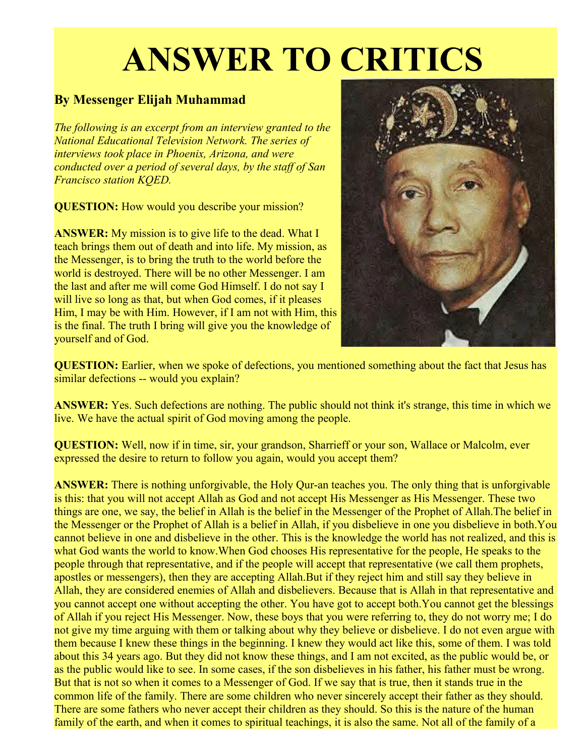# ANSWER TO CRITICS

### By Messenger Elijah Muhammad

*The following is an excerpt from an interview granted to the National Educational Television Network. The series of interviews took place in Phoenix, Arizona, and were conducted over a period of several days, by the staff of San Francisco station KQED.*

**QUESTION:** How would you describe your mission?

**ANSWER:** My mission is to give life to the dead. What I teach brings them out of death and into life. My mission, as the Messenger, is to bring the truth to the world before the world is destroyed. There will be no other Messenger. I am the last and after me will come God Himself. I do not say I will live so long as that, but when God comes, if it pleases Him, I may be with Him. However, if I am not with Him, this is the final. The truth I bring will give you the knowledge of yourself and of God.

**QUESTION:** Earlier, when we spoke of defections, you mentioned something about the fact that Jesus has similar defections -- would you explain?

**ANSWER:** Yes. Such defections are nothing. The public should not think it's strange, this time in which we live. We have the actual spirit of God moving among the people.

**QUESTION:** Well, now if in time, sir, your grandson, Sharrieff or your son, Wallace or Malcolm, ever expressed the desire to return to follow you again, would you accept them?

**ANSWER:** There is nothing unforgivable, the Holy Qur-an teaches you. The only thing that is unforgivable is this: that you will not accept Allah as God and not accept His Messenger as His Messenger. These two things are one, we say, the belief in Allah is the belief in the Messenger of the Prophet of Allah.The belief in the Messenger or the Prophet of Allah is a belief in Allah, if you disbelieve in one you disbelieve in both.You cannot believe in one and disbelieve in the other. This is the knowledge the world has not realized, and this is what God wants the world to know.When God chooses His representative for the people, He speaks to the people through that representative, and if the people will accept that representative (we call them prophets, apostles or messengers), then they are accepting Allah.But if they reject him and still say they believe in Allah, they are considered enemies of Allah and disbelievers. Because that is Allah in that representative and you cannot accept one without accepting the other. You have got to accept both.You cannot get the blessings of Allah if you reject His Messenger. Now, these boys that you were referring to, they do not worry me; I do not give my time arguing with them or talking about why they believe or disbelieve. I do not even argue with them because I knew these things in the beginning. I knew they would act like this, some of them. I was told about this 34 years ago. But they did not know these things, and I am not excited, as the public would be, or as the public would like to see. In some cases, if the son disbelieves in his father, his father must be wrong. But that is not so when it comes to a Messenger of God. If we say that is true, then it stands true in the common life of the family. There are some children who never sincerely accept their father as they should. There are some fathers who never accept their children as they should. So this is the nature of the human family of the earth, and when it comes to spiritual teachings, it is also the same. Not all of the family of a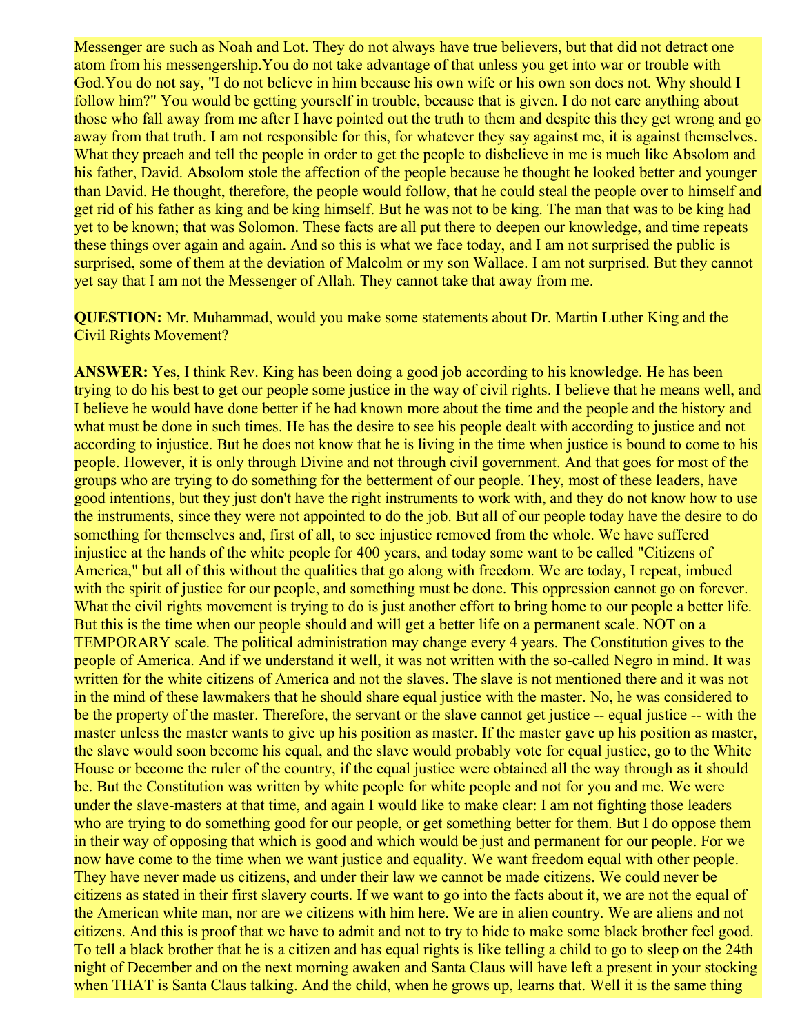Messenger are such as Noah and Lot. They do not always have true believers, but that did not detract one atom from his messengership.You do not take advantage of that unless you get into war or trouble with God.You do not say, "I do not believe in him because his own wife or his own son does not. Why should I follow him?" You would be getting yourself in trouble, because that is given. I do not care anything about those who fall away from me after I have pointed out the truth to them and despite this they get wrong and go away from that truth. I am not responsible for this, for whatever they say against me, it is against themselves. What they preach and tell the people in order to get the people to disbelieve in me is much like Absolom and his father, David. Absolom stole the affection of the people because he thought he looked better and younger than David. He thought, therefore, the people would follow, that he could steal the people over to himself and get rid of his father as king and be king himself. But he was not to be king. The man that was to be king had yet to be known; that was Solomon. These facts are all put there to deepen our knowledge, and time repeats these things over again and again. And so this is what we face today, and I am not surprised the public is surprised, some of them at the deviation of Malcolm or my son Wallace. I am not surprised. But they cannot yet say that I am not the Messenger of Allah. They cannot take that away from me.

**QUESTION:** Mr. Muhammad, would you make some statements about Dr. Martin Luther King and the Civil Rights Movement?

**ANSWER:** Yes, I think Rev. King has been doing a good job according to his knowledge. He has been trying to do his best to get our people some justice in the way of civil rights. I believe that he means well, and I believe he would have done better if he had known more about the time and the people and the history and what must be done in such times. He has the desire to see his people dealt with according to justice and not according to injustice. But he does not know that he is living in the time when justice is bound to come to his people. However, it is only through Divine and not through civil government. And that goes for most of the groups who are trying to do something for the betterment of our people. They, most of these leaders, have good intentions, but they just don't have the right instruments to work with, and they do not know how to use the instruments, since they were not appointed to do the job. But all of our people today have the desire to do something for themselves and, first of all, to see injustice removed from the whole. We have suffered injustice at the hands of the white people for 400 years, and today some want to be called "Citizens of America," but all of this without the qualities that go along with freedom. We are today, I repeat, imbued with the spirit of justice for our people, and something must be done. This oppression cannot go on forever. What the civil rights movement is trying to do is just another effort to bring home to our people a better life. But this is the time when our people should and will get a better life on a permanent scale. NOT on a TEMPORARY scale. The political administration may change every 4 years. The Constitution gives to the people of America. And if we understand it well, it was not written with the so-called Negro in mind. It was written for the white citizens of America and not the slaves. The slave is not mentioned there and it was not in the mind of these lawmakers that he should share equal justice with the master. No, he was considered to be the property of the master. Therefore, the servant or the slave cannot get justice -- equal justice -- with the master unless the master wants to give up his position as master. If the master gave up his position as master, the slave would soon become his equal, and the slave would probably vote for equal justice, go to the White House or become the ruler of the country, if the equal justice were obtained all the way through as it should be. But the Constitution was written by white people for white people and not for you and me. We were under the slave-masters at that time, and again I would like to make clear: I am not fighting those leaders who are trying to do something good for our people, or get something better for them. But I do oppose them in their way of opposing that which is good and which would be just and permanent for our people. For we now have come to the time when we want justice and equality. We want freedom equal with other people. They have never made us citizens, and under their law we cannot be made citizens. We could never be citizens as stated in their first slavery courts. If we want to go into the facts about it, we are not the equal of the American white man, nor are we citizens with him here. We are in alien country. We are aliens and not citizens. And this is proof that we have to admit and not to try to hide to make some black brother feel good. To tell a black brother that he is a citizen and has equal rights is like telling a child to go to sleep on the 24th night of December and on the next morning awaken and Santa Claus will have left a present in your stocking when THAT is Santa Claus talking. And the child, when he grows up, learns that. Well it is the same thing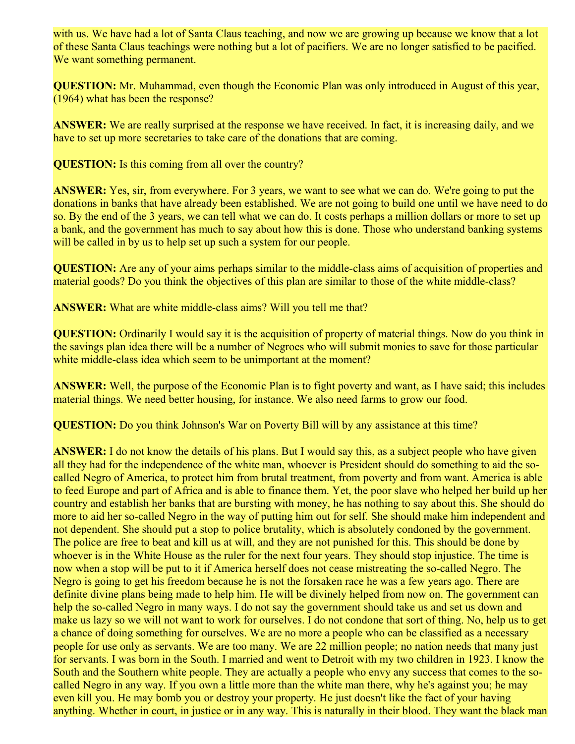with us. We have had a lot of Santa Claus teaching, and now we are growing up because we know that a lot of these Santa Claus teachings were nothing but a lot of pacifiers. We are no longer satisfied to be pacified. We want something permanent.

**QUESTION:** Mr. Muhammad, even though the Economic Plan was only introduced in August of this year, (1964) what has been the response?

**ANSWER:** We are really surprised at the response we have received. In fact, it is increasing daily, and we have to set up more secretaries to take care of the donations that are coming.

**QUESTION:** Is this coming from all over the country?

**ANSWER:** Yes, sir, from everywhere. For 3 years, we want to see what we can do. We're going to put the donations in banks that have already been established. We are not going to build one until we have need to do so. By the end of the 3 years, we can tell what we can do. It costs perhaps a million dollars or more to set up a bank, and the government has much to say about how this is done. Those who understand banking systems will be called in by us to help set up such a system for our people.

**QUESTION:** Are any of your aims perhaps similar to the middle-class aims of acquisition of properties and material goods? Do you think the objectives of this plan are similar to those of the white middle-class?

**ANSWER:** What are white middle-class aims? Will you tell me that?

**QUESTION:** Ordinarily I would say it is the acquisition of property of material things. Now do you think in the savings plan idea there will be a number of Negroes who will submit monies to save for those particular white middle-class idea which seem to be unimportant at the moment?

**ANSWER:** Well, the purpose of the Economic Plan is to fight poverty and want, as I have said; this includes material things. We need better housing, for instance. We also need farms to grow our food.

**QUESTION:** Do you think Johnson's War on Poverty Bill will by any assistance at this time?

**ANSWER:** I do not know the details of his plans. But I would say this, as a subject people who have given all they had for the independence of the white man, whoever is President should do something to aid the so-called Negro of America, to protect him from brutal treatment, from poverty and from want. America is able to feed Europe and part of Africa and is able to finance them. Yet, the poor slave who helped her build up her country and establish her banks that are bursting with money, he has nothing to say about this. She should do more to aid her so-called Negro in the way of putting him out for self. She should make him independent and not dependent. She should put a stop to police brutality, which is absolutely condoned by the government. The police are free to beat and kill us at will, and they are not punished for this. This should be done by whoever is in the White House as the ruler for the next four years. They should stop injustice. The time is now when a stop will be put to it if America herself does not cease mistreating the so-called Negro. The Negro is going to get his freedom because he is not the forsaken race he was a few years ago. There are definite divine plans being made to help him. He will be divinely helped from now on. The government can help the so-called Negro in many ways. I do not say the government should take us and set us down and make us lazy so we will not want to work for ourselves. I do not condone that sort of thing. No, help us to get a chance of doing something for ourselves. We are no more a people who can be classified as a necessary people for use only as servants. We are too many. We are 22 million people; no nation needs that many just for servants. I was born in the South. I married and went to Detroit with my two children in 1923. I know the South and the Southern white people. They are actually a people who envy any success that comes to the so-called Negro in any way. If you own a little more than the white man there, why he's against you; he may even kill you. He may bomb you or destroy your property. He just doesn't like the fact of your having anything. Whether in court, in justice or in any way. This is naturally in their blood. They want the black man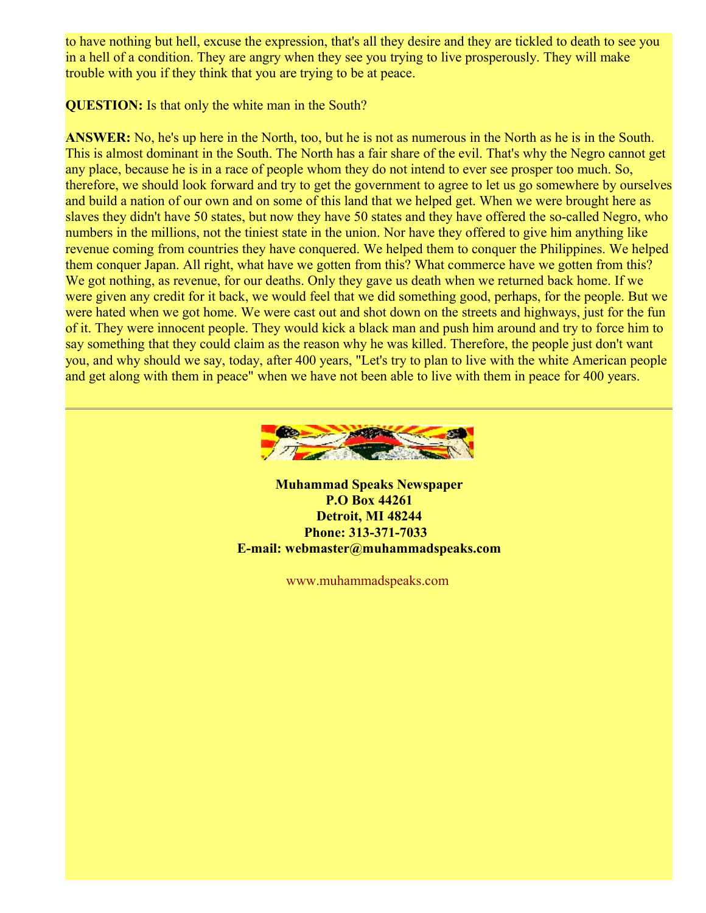to have nothing but hell, excuse the expression, that's all they desire and they are tickled to death to see you in a hell of a condition. They are angry when they see you trying to live prosperously. They will make trouble with you if they think that you are trying to be at peace.

**QUESTION:** Is that only the white man in the South?

**ANSWER:** No, he's up here in the North, too, but he is not as numerous in the North as he is in the South. This is almost dominant in the South. The North has a fair share of the evil. That's why the Negro cannot get any place, because he is in a race of people whom they do not intend to ever see prosper too much. So, therefore, we should look forward and try to get the government to agree to let us go somewhere by ourselves and build a nation of our own and on some of this land that we helped get. When we were brought here as slaves they didn't have 50 states, but now they have 50 states and they have offered the so-called Negro, who numbers in the millions, not the tiniest state in the union. Nor have they offered to give him anything like revenue coming from countries they have conquered. We helped them to conquer the Philippines. We helped them conquer Japan. All right, what have we gotten from this? What commerce have we gotten from this? We got nothing, as revenue, for our deaths. Only they gave us death when we returned back home. If we were given any credit for it back, we would feel that we did something good, perhaps, for the people. But we were hated when we got home. We were cast out and shot down on the streets and highways, just for the fun of it. They were innocent people. They would kick a black man and push him around and try to force him to say something that they could claim as the reason why he was killed. Therefore, the people just don't want you, and why should we say, today, after 400 years, "Let's try to plan to live with the white American people and get along with them in peace" when we have not been able to live with them in peace for 400 years.

---

**Muhammad Speaks Newspaper**
**P.O Box 44261**
**Detroit, MI 48244**
**Phone: 313-371-7033**
**E-mail: webmaster@muhammadspeaks.com**

www.muhammadspeaks.com